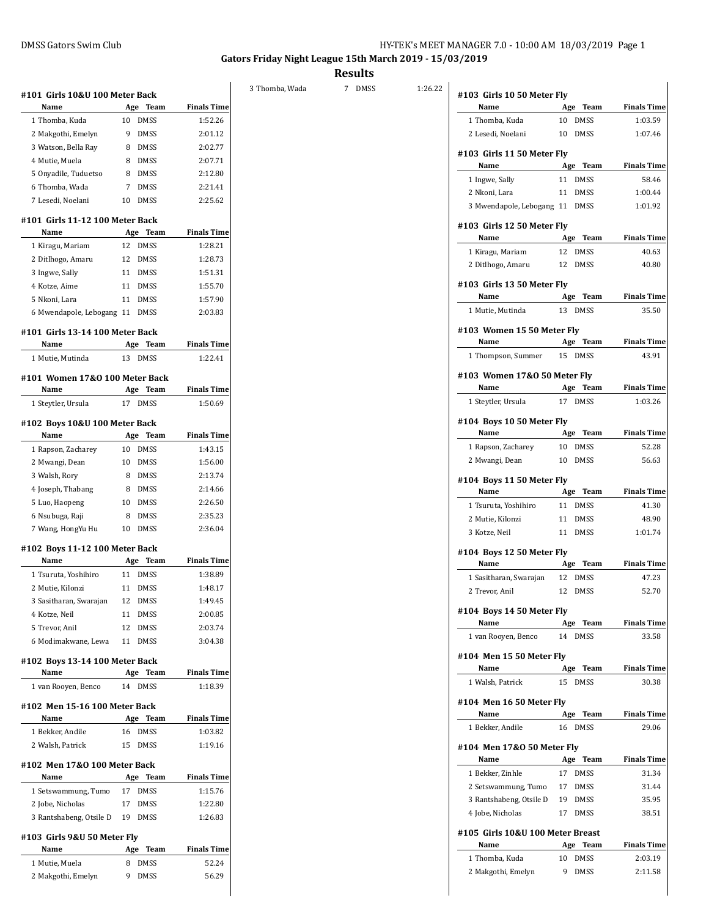DMSS Gators Swim Club

## Gators Friday Night League 15th March 2019 - 15/03/2019

## Results

### #101 Girls 10&U 100 Meter Back

| Name | Age | Team | Finals Time |
|---|---|---|---|
| 1 Thomba, Kuda | 10 | DMSS | 1:52.26 |
| 2 Makgothi, Emelyn | 9 | DMSS | 2:01.12 |
| 3 Watson, Bella Ray | 8 | DMSS | 2:02.77 |
| 4 Mutie, Muela | 8 | DMSS | 2:07.71 |
| 5 Onyadile, Tuduetso | 8 | DMSS | 2:12.80 |
| 6 Thomba, Wada | 7 | DMSS | 2:21.41 |
| 7 Lesedi, Noelani | 10 | DMSS | 2:25.62 |

### #101 Girls 11-12 100 Meter Back

| Name | Age | Team | Finals Time |
|---|---|---|---|
| 1 Kiragu, Mariam | 12 | DMSS | 1:28.21 |
| 2 Ditlhogo, Amaru | 12 | DMSS | 1:28.73 |
| 3 Ingwe, Sally | 11 | DMSS | 1:51.31 |
| 4 Kotze, Aime | 11 | DMSS | 1:55.70 |
| 5 Nkoni, Lara | 11 | DMSS | 1:57.90 |
| 6 Mwendapole, Lebogang | 11 | DMSS | 2:03.83 |

### #101 Girls 13-14 100 Meter Back

| Name | Age | Team | Finals Time |
|---|---|---|---|
| 1 Mutie, Mutinda | 13 | DMSS | 1:22.41 |

### #101 Women 17&O 100 Meter Back

| Name | Age | Team | Finals Time |
|---|---|---|---|
| 1 Steytler, Ursula | 17 | DMSS | 1:50.69 |

### #102 Boys 10&U 100 Meter Back

| Name | Age | Team | Finals Time |
|---|---|---|---|
| 1 Rapson, Zacharey | 10 | DMSS | 1:43.15 |
| 2 Mwangi, Dean | 10 | DMSS | 1:56.00 |
| 3 Walsh, Rory | 8 | DMSS | 2:13.74 |
| 4 Joseph, Thabang | 8 | DMSS | 2:14.66 |
| 5 Luo, Haopeng | 10 | DMSS | 2:26.50 |
| 6 Nsubuga, Raji | 8 | DMSS | 2:35.23 |
| 7 Wang, HongYu Hu | 10 | DMSS | 2:36.04 |

### #102 Boys 11-12 100 Meter Back

| Name | Age | Team | Finals Time |
|---|---|---|---|
| 1 Tsuruta, Yoshihiro | 11 | DMSS | 1:38.89 |
| 2 Mutie, Kilonzi | 11 | DMSS | 1:48.17 |
| 3 Sasitharan, Swarajan | 12 | DMSS | 1:49.45 |
| 4 Kotze, Neil | 11 | DMSS | 2:00.85 |
| 5 Trevor, Anil | 12 | DMSS | 2:03.74 |
| 6 Modimakwane, Lewa | 11 | DMSS | 3:04.38 |

### #102 Boys 13-14 100 Meter Back

| Name | Age | Team | Finals Time |
|---|---|---|---|
| 1 van Rooyen, Benco | 14 | DMSS | 1:18.39 |

### #102 Men 15-16 100 Meter Back

| Name | Age | Team | Finals Time |
|---|---|---|---|
| 1 Bekker, Andile | 16 | DMSS | 1:03.82 |
| 2 Walsh, Patrick | 15 | DMSS | 1:19.16 |

### #102 Men 17&O 100 Meter Back

| Name | Age | Team | Finals Time |
|---|---|---|---|
| 1 Setswammung, Tumo | 17 | DMSS | 1:15.76 |
| 2 Jobe, Nicholas | 17 | DMSS | 1:22.80 |
| 3 Rantshabeng, Otsile D | 19 | DMSS | 1:26.83 |

### #103 Girls 9&U 50 Meter Fly

| Name | Age | Team | Finals Time |
|---|---|---|---|
| 1 Mutie, Muela | 8 | DMSS | 52.24 |
| 2 Makgothi, Emelyn | 9 | DMSS | 56.29 |
| 3 Thomba, Wada | 7 | DMSS | 1:26.22 |

### #103 Girls 10 50 Meter Fly

| Name | Age | Team | Finals Time |
|---|---|---|---|
| 1 Thomba, Kuda | 10 | DMSS | 1:03.59 |
| 2 Lesedi, Noelani | 10 | DMSS | 1:07.46 |

### #103 Girls 11 50 Meter Fly

| Name | Age | Team | Finals Time |
|---|---|---|---|
| 1 Ingwe, Sally | 11 | DMSS | 58.46 |
| 2 Nkoni, Lara | 11 | DMSS | 1:00.44 |
| 3 Mwendapole, Lebogang | 11 | DMSS | 1:01.92 |

### #103 Girls 12 50 Meter Fly

| Name | Age | Team | Finals Time |
|---|---|---|---|
| 1 Kiragu, Mariam | 12 | DMSS | 40.63 |
| 2 Ditlhogo, Amaru | 12 | DMSS | 40.80 |

### #103 Girls 13 50 Meter Fly

| Name | Age | Team | Finals Time |
|---|---|---|---|
| 1 Mutie, Mutinda | 13 | DMSS | 35.50 |

### #103 Women 15 50 Meter Fly

| Name | Age | Team | Finals Time |
|---|---|---|---|
| 1 Thompson, Summer | 15 | DMSS | 43.91 |

### #103 Women 17&O 50 Meter Fly

| Name | Age | Team | Finals Time |
|---|---|---|---|
| 1 Steytler, Ursula | 17 | DMSS | 1:03.26 |

### #104 Boys 10 50 Meter Fly

| Name | Age | Team | Finals Time |
|---|---|---|---|
| 1 Rapson, Zacharey | 10 | DMSS | 52.28 |
| 2 Mwangi, Dean | 10 | DMSS | 56.63 |

### #104 Boys 11 50 Meter Fly

| Name | Age | Team | Finals Time |
|---|---|---|---|
| 1 Tsuruta, Yoshihiro | 11 | DMSS | 41.30 |
| 2 Mutie, Kilonzi | 11 | DMSS | 48.90 |
| 3 Kotze, Neil | 11 | DMSS | 1:01.74 |

### #104 Boys 12 50 Meter Fly

| Name | Age | Team | Finals Time |
|---|---|---|---|
| 1 Sasitharan, Swarajan | 12 | DMSS | 47.23 |
| 2 Trevor, Anil | 12 | DMSS | 52.70 |

### #104 Boys 14 50 Meter Fly

| Name | Age | Team | Finals Time |
|---|---|---|---|
| 1 van Rooyen, Benco | 14 | DMSS | 33.58 |

### #104 Men 15 50 Meter Fly

| Name | Age | Team | Finals Time |
|---|---|---|---|
| 1 Walsh, Patrick | 15 | DMSS | 30.38 |

### #104 Men 16 50 Meter Fly

| Name | Age | Team | Finals Time |
|---|---|---|---|
| 1 Bekker, Andile | 16 | DMSS | 29.06 |

### #104 Men 17&O 50 Meter Fly

| Name | Age | Team | Finals Time |
|---|---|---|---|
| 1 Bekker, Zinhle | 17 | DMSS | 31.34 |
| 2 Setswammung, Tumo | 17 | DMSS | 31.44 |
| 3 Rantshabeng, Otsile D | 19 | DMSS | 35.95 |
| 4 Jobe, Nicholas | 17 | DMSS | 38.51 |

### #105 Girls 10&U 100 Meter Breast

| Name | Age | Team | Finals Time |
|---|---|---|---|
| 1 Thomba, Kuda | 10 | DMSS | 2:03.19 |
| 2 Makgothi, Emelyn | 9 | DMSS | 2:11.58 |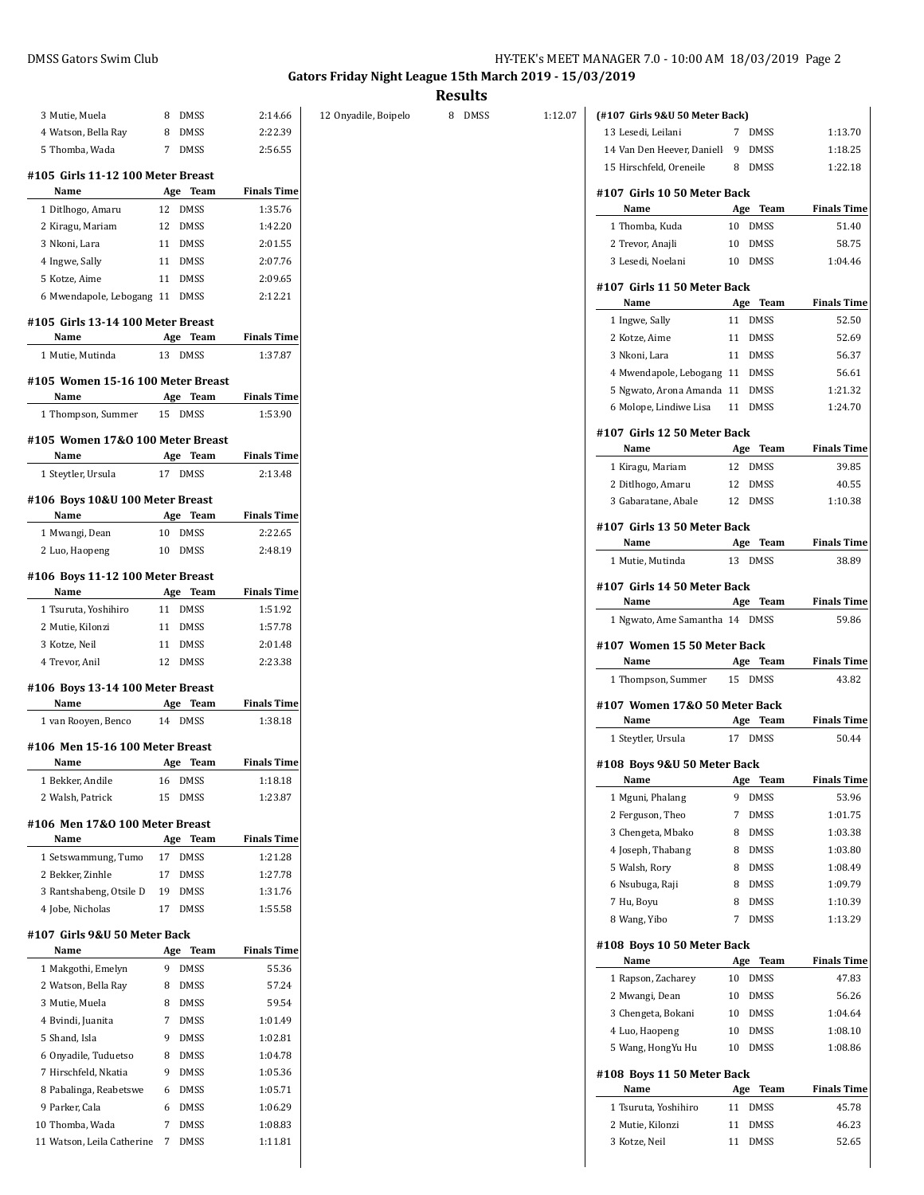## Results

| Name | Age | Team | Finals Time |
|---|---|---|---|
| 3 Mutie, Muela | 8 | DMSS | 2:14.66 |
| 4 Watson, Bella Ray | 8 | DMSS | 2:22.39 |
| 5 Thomba, Wada | 7 | DMSS | 2:56.55 |

### #105 Girls 11-12 100 Meter Breast

| Name | Age | Team | Finals Time |
|---|---|---|---|
| 1 Ditlhogo, Amaru | 12 | DMSS | 1:35.76 |
| 2 Kiragu, Mariam | 12 | DMSS | 1:42.20 |
| 3 Nkoni, Lara | 11 | DMSS | 2:01.55 |
| 4 Ingwe, Sally | 11 | DMSS | 2:07.76 |
| 5 Kotze, Aime | 11 | DMSS | 2:09.65 |
| 6 Mwendapole, Lebogang | 11 | DMSS | 2:12.21 |

### #105 Girls 13-14 100 Meter Breast

| Name | Age | Team | Finals Time |
|---|---|---|---|
| 1 Mutie, Mutinda | 13 | DMSS | 1:37.87 |

### #105 Women 15-16 100 Meter Breast

| Name | Age | Team | Finals Time |
|---|---|---|---|
| 1 Thompson, Summer | 15 | DMSS | 1:53.90 |

### #105 Women 17&O 100 Meter Breast

| Name | Age | Team | Finals Time |
|---|---|---|---|
| 1 Steytler, Ursula | 17 | DMSS | 2:13.48 |

### #106 Boys 10&U 100 Meter Breast

| Name | Age | Team | Finals Time |
|---|---|---|---|
| 1 Mwangi, Dean | 10 | DMSS | 2:22.65 |
| 2 Luo, Haopeng | 10 | DMSS | 2:48.19 |

### #106 Boys 11-12 100 Meter Breast

| Name | Age | Team | Finals Time |
|---|---|---|---|
| 1 Tsuruta, Yoshihiro | 11 | DMSS | 1:51.92 |
| 2 Mutie, Kilonzi | 11 | DMSS | 1:57.78 |
| 3 Kotze, Neil | 11 | DMSS | 2:01.48 |
| 4 Trevor, Anil | 12 | DMSS | 2:23.38 |

### #106 Boys 13-14 100 Meter Breast

| Name | Age | Team | Finals Time |
|---|---|---|---|
| 1 van Rooyen, Benco | 14 | DMSS | 1:38.18 |

### #106 Men 15-16 100 Meter Breast

| Name | Age | Team | Finals Time |
|---|---|---|---|
| 1 Bekker, Andile | 16 | DMSS | 1:18.18 |
| 2 Walsh, Patrick | 15 | DMSS | 1:23.87 |

### #106 Men 17&O 100 Meter Breast

| Name | Age | Team | Finals Time |
|---|---|---|---|
| 1 Setswammung, Tumo | 17 | DMSS | 1:21.28 |
| 2 Bekker, Zinhle | 17 | DMSS | 1:27.78 |
| 3 Rantshabeng, Otsile D | 19 | DMSS | 1:31.76 |
| 4 Jobe, Nicholas | 17 | DMSS | 1:55.58 |

### #107 Girls 9&U 50 Meter Back

| Name | Age | Team | Finals Time |
|---|---|---|---|
| 1 Makgothi, Emelyn | 9 | DMSS | 55.36 |
| 2 Watson, Bella Ray | 8 | DMSS | 57.24 |
| 3 Mutie, Muela | 8 | DMSS | 59.54 |
| 4 Bvindi, Juanita | 7 | DMSS | 1:01.49 |
| 5 Shand, Isla | 9 | DMSS | 1:02.81 |
| 6 Onyadile, Tuduetso | 8 | DMSS | 1:04.78 |
| 7 Hirschfeld, Nkatia | 9 | DMSS | 1:05.36 |
| 8 Pabalinga, Reabetswe | 6 | DMSS | 1:05.71 |
| 9 Parker, Cala | 6 | DMSS | 1:06.29 |
| 10 Thomba, Wada | 7 | DMSS | 1:08.83 |
| 11 Watson, Leila Catherine | 7 | DMSS | 1:11.81 |
| 12 Onyadile, Boipelo | 8 | DMSS | 1:12.07 |
| 13 Lesedi, Leilani | 7 | DMSS | 1:13.70 |
| 14 Van Den Heever, Daniell | 9 | DMSS | 1:18.25 |
| 15 Hirschfeld, Oreneile | 8 | DMSS | 1:22.18 |

### #107 Girls 10 50 Meter Back

| Name | Age | Team | Finals Time |
|---|---|---|---|
| 1 Thomba, Kuda | 10 | DMSS | 51.40 |
| 2 Trevor, Anajli | 10 | DMSS | 58.75 |
| 3 Lesedi, Noelani | 10 | DMSS | 1:04.46 |

### #107 Girls 11 50 Meter Back

| Name | Age | Team | Finals Time |
|---|---|---|---|
| 1 Ingwe, Sally | 11 | DMSS | 52.50 |
| 2 Kotze, Aime | 11 | DMSS | 52.69 |
| 3 Nkoni, Lara | 11 | DMSS | 56.37 |
| 4 Mwendapole, Lebogang | 11 | DMSS | 56.61 |
| 5 Ngwato, Arona Amanda | 11 | DMSS | 1:21.32 |
| 6 Molope, Lindiwe Lisa | 11 | DMSS | 1:24.70 |

### #107 Girls 12 50 Meter Back

| Name | Age | Team | Finals Time |
|---|---|---|---|
| 1 Kiragu, Mariam | 12 | DMSS | 39.85 |
| 2 Ditlhogo, Amaru | 12 | DMSS | 40.55 |
| 3 Gabaratane, Abale | 12 | DMSS | 1:10.38 |

### #107 Girls 13 50 Meter Back

| Name | Age | Team | Finals Time |
|---|---|---|---|
| 1 Mutie, Mutinda | 13 | DMSS | 38.89 |

### #107 Girls 14 50 Meter Back

| Name | Age | Team | Finals Time |
|---|---|---|---|
| 1 Ngwato, Ame Samantha | 14 | DMSS | 59.86 |

### #107 Women 15 50 Meter Back

| Name | Age | Team | Finals Time |
|---|---|---|---|
| 1 Thompson, Summer | 15 | DMSS | 43.82 |

### #107 Women 17&O 50 Meter Back

| Name | Age | Team | Finals Time |
|---|---|---|---|
| 1 Steytler, Ursula | 17 | DMSS | 50.44 |

### #108 Boys 9&U 50 Meter Back

| Name | Age | Team | Finals Time |
|---|---|---|---|
| 1 Mguni, Phalang | 9 | DMSS | 53.96 |
| 2 Ferguson, Theo | 7 | DMSS | 1:01.75 |
| 3 Chengeta, Mbako | 8 | DMSS | 1:03.38 |
| 4 Joseph, Thabang | 8 | DMSS | 1:03.80 |
| 5 Walsh, Rory | 8 | DMSS | 1:08.49 |
| 6 Nsubuga, Raji | 8 | DMSS | 1:09.79 |
| 7 Hu, Boyu | 8 | DMSS | 1:10.39 |
| 8 Wang, Yibo | 7 | DMSS | 1:13.29 |

### #108 Boys 10 50 Meter Back

| Name | Age | Team | Finals Time |
|---|---|---|---|
| 1 Rapson, Zacharey | 10 | DMSS | 47.83 |
| 2 Mwangi, Dean | 10 | DMSS | 56.26 |
| 3 Chengeta, Bokani | 10 | DMSS | 1:04.64 |
| 4 Luo, Haopeng | 10 | DMSS | 1:08.10 |
| 5 Wang, HongYu Hu | 10 | DMSS | 1:08.86 |

### #108 Boys 11 50 Meter Back

| Name | Age | Team | Finals Time |
|---|---|---|---|
| 1 Tsuruta, Yoshihiro | 11 | DMSS | 45.78 |
| 2 Mutie, Kilonzi | 11 | DMSS | 46.23 |
| 3 Kotze, Neil | 11 | DMSS | 52.65 |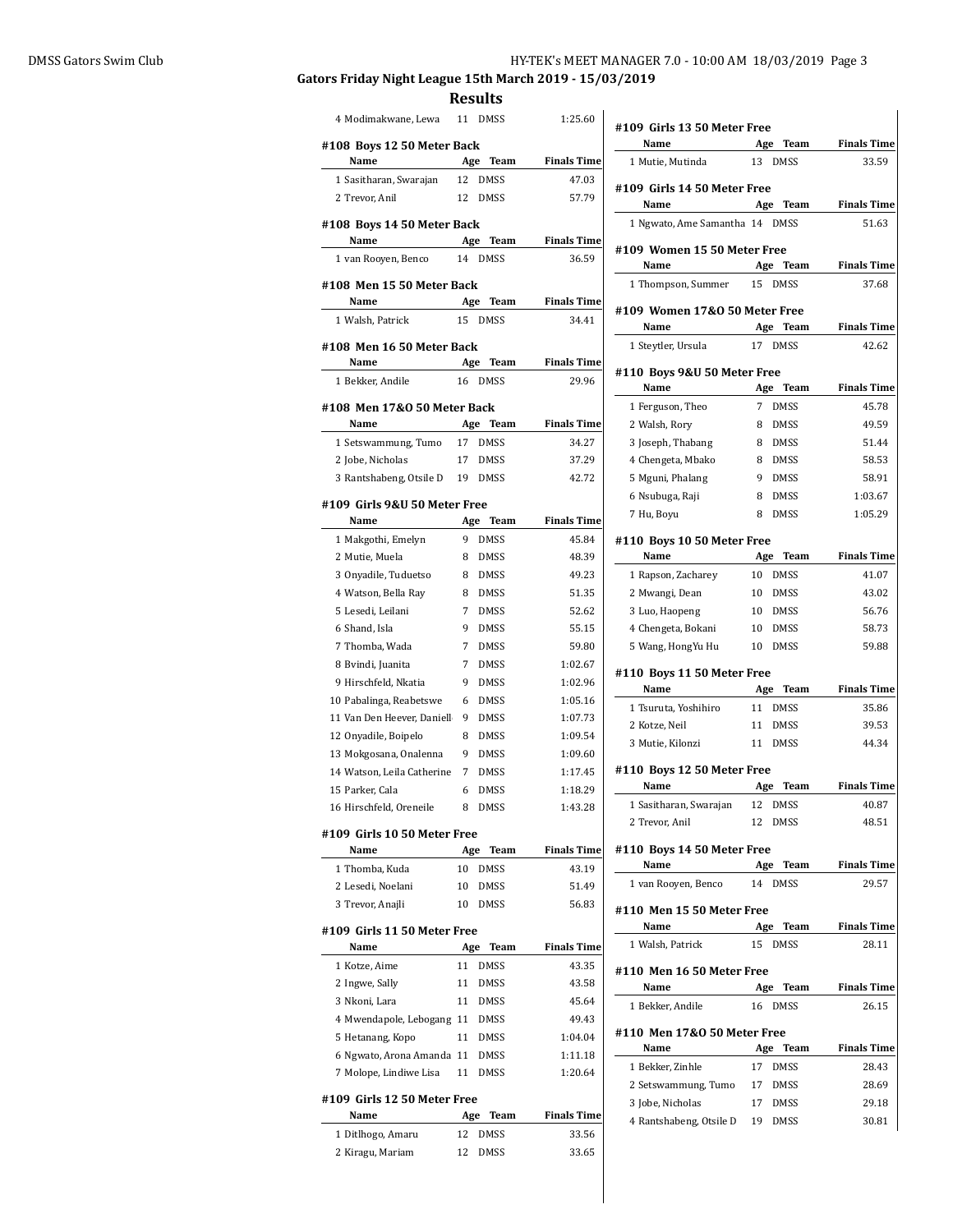## Gators Friday Night League 15th March 2019 - 15/03/2019

### Results

| Name | Age | Team | Finals Time |
|---|---|---|---|
| 4 Modimakwane, Lewa | 11 | DMSS | 1:25.60 |

#### #108 Boys 12 50 Meter Back

| Name | Age | Team | Finals Time |
|---|---|---|---|
| 1 Sasitharan, Swarajan | 12 | DMSS | 47.03 |
| 2 Trevor, Anil | 12 | DMSS | 57.79 |

#### #108 Boys 14 50 Meter Back

| Name | Age | Team | Finals Time |
|---|---|---|---|
| 1 van Rooyen, Benco | 14 | DMSS | 36.59 |

#### #108 Men 15 50 Meter Back

| Name | Age | Team | Finals Time |
|---|---|---|---|
| 1 Walsh, Patrick | 15 | DMSS | 34.41 |

#### #108 Men 16 50 Meter Back

| Name | Age | Team | Finals Time |
|---|---|---|---|
| 1 Bekker, Andile | 16 | DMSS | 29.96 |

#### #108 Men 17&O 50 Meter Back

| Name | Age | Team | Finals Time |
|---|---|---|---|
| 1 Setswammung, Tumo | 17 | DMSS | 34.27 |
| 2 Jobe, Nicholas | 17 | DMSS | 37.29 |
| 3 Rantshabeng, Otsile D | 19 | DMSS | 42.72 |

#### #109 Girls 9&U 50 Meter Free

| Name | Age | Team | Finals Time |
|---|---|---|---|
| 1 Makgothi, Emelyn | 9 | DMSS | 45.84 |
| 2 Mutie, Muela | 8 | DMSS | 48.39 |
| 3 Onyadile, Tuduetso | 8 | DMSS | 49.23 |
| 4 Watson, Bella Ray | 8 | DMSS | 51.35 |
| 5 Lesedi, Leilani | 7 | DMSS | 52.62 |
| 6 Shand, Isla | 9 | DMSS | 55.15 |
| 7 Thomba, Wada | 7 | DMSS | 59.80 |
| 8 Bvindi, Juanita | 7 | DMSS | 1:02.67 |
| 9 Hirschfeld, Nkatia | 9 | DMSS | 1:02.96 |
| 10 Pabalinga, Reabetswe | 6 | DMSS | 1:05.16 |
| 11 Van Den Heever, Daniell | 9 | DMSS | 1:07.73 |
| 12 Onyadile, Boipelo | 8 | DMSS | 1:09.54 |
| 13 Mokgosana, Onalenna | 9 | DMSS | 1:09.60 |
| 14 Watson, Leila Catherine | 7 | DMSS | 1:17.45 |
| 15 Parker, Cala | 6 | DMSS | 1:18.29 |
| 16 Hirschfeld, Oreneile | 8 | DMSS | 1:43.28 |

#### #109 Girls 10 50 Meter Free

| Name | Age | Team | Finals Time |
|---|---|---|---|
| 1 Thomba, Kuda | 10 | DMSS | 43.19 |
| 2 Lesedi, Noelani | 10 | DMSS | 51.49 |
| 3 Trevor, Anajli | 10 | DMSS | 56.83 |

#### #109 Girls 11 50 Meter Free

| Name | Age | Team | Finals Time |
|---|---|---|---|
| 1 Kotze, Aime | 11 | DMSS | 43.35 |
| 2 Ingwe, Sally | 11 | DMSS | 43.58 |
| 3 Nkoni, Lara | 11 | DMSS | 45.64 |
| 4 Mwendapole, Lebogang | 11 | DMSS | 49.43 |
| 5 Hetanang, Kopo | 11 | DMSS | 1:04.04 |
| 6 Ngwato, Arona Amanda | 11 | DMSS | 1:11.18 |
| 7 Molope, Lindiwe Lisa | 11 | DMSS | 1:20.64 |

#### #109 Girls 12 50 Meter Free

| Name | Age | Team | Finals Time |
|---|---|---|---|
| 1 Ditlhogo, Amaru | 12 | DMSS | 33.56 |
| 2 Kiragu, Mariam | 12 | DMSS | 33.65 |

#### #109 Girls 13 50 Meter Free

| Name | Age | Team | Finals Time |
|---|---|---|---|
| 1 Mutie, Mutinda | 13 | DMSS | 33.59 |

#### #109 Girls 14 50 Meter Free

| Name | Age | Team | Finals Time |
|---|---|---|---|
| 1 Ngwato, Ame Samantha | 14 | DMSS | 51.63 |

#### #109 Women 15 50 Meter Free

| Name | Age | Team | Finals Time |
|---|---|---|---|
| 1 Thompson, Summer | 15 | DMSS | 37.68 |

#### #109 Women 17&O 50 Meter Free

| Name | Age | Team | Finals Time |
|---|---|---|---|
| 1 Steytler, Ursula | 17 | DMSS | 42.62 |

#### #110 Boys 9&U 50 Meter Free

| Name | Age | Team | Finals Time |
|---|---|---|---|
| 1 Ferguson, Theo | 7 | DMSS | 45.78 |
| 2 Walsh, Rory | 8 | DMSS | 49.59 |
| 3 Joseph, Thabang | 8 | DMSS | 51.44 |
| 4 Chengeta, Mbako | 8 | DMSS | 58.53 |
| 5 Mguni, Phalang | 9 | DMSS | 58.91 |
| 6 Nsubuga, Raji | 8 | DMSS | 1:03.67 |
| 7 Hu, Boyu | 8 | DMSS | 1:05.29 |

#### #110 Boys 10 50 Meter Free

| Name | Age | Team | Finals Time |
|---|---|---|---|
| 1 Rapson, Zacharey | 10 | DMSS | 41.07 |
| 2 Mwangi, Dean | 10 | DMSS | 43.02 |
| 3 Luo, Haopeng | 10 | DMSS | 56.76 |
| 4 Chengeta, Bokani | 10 | DMSS | 58.73 |
| 5 Wang, HongYu Hu | 10 | DMSS | 59.88 |

#### #110 Boys 11 50 Meter Free

| Name | Age | Team | Finals Time |
|---|---|---|---|
| 1 Tsuruta, Yoshihiro | 11 | DMSS | 35.86 |
| 2 Kotze, Neil | 11 | DMSS | 39.53 |
| 3 Mutie, Kilonzi | 11 | DMSS | 44.34 |

#### #110 Boys 12 50 Meter Free

| Name | Age | Team | Finals Time |
|---|---|---|---|
| 1 Sasitharan, Swarajan | 12 | DMSS | 40.87 |
| 2 Trevor, Anil | 12 | DMSS | 48.51 |

#### #110 Boys 14 50 Meter Free

| Name | Age | Team | Finals Time |
|---|---|---|---|
| 1 van Rooyen, Benco | 14 | DMSS | 29.57 |

#### #110 Men 15 50 Meter Free

| Name | Age | Team | Finals Time |
|---|---|---|---|
| 1 Walsh, Patrick | 15 | DMSS | 28.11 |

#### #110 Men 16 50 Meter Free

| Name | Age | Team | Finals Time |
|---|---|---|---|
| 1 Bekker, Andile | 16 | DMSS | 26.15 |

#### #110 Men 17&O 50 Meter Free

| Name | Age | Team | Finals Time |
|---|---|---|---|
| 1 Bekker, Zinhle | 17 | DMSS | 28.43 |
| 2 Setswammung, Tumo | 17 | DMSS | 28.69 |
| 3 Jobe, Nicholas | 17 | DMSS | 29.18 |
| 4 Rantshabeng, Otsile D | 19 | DMSS | 30.81 |